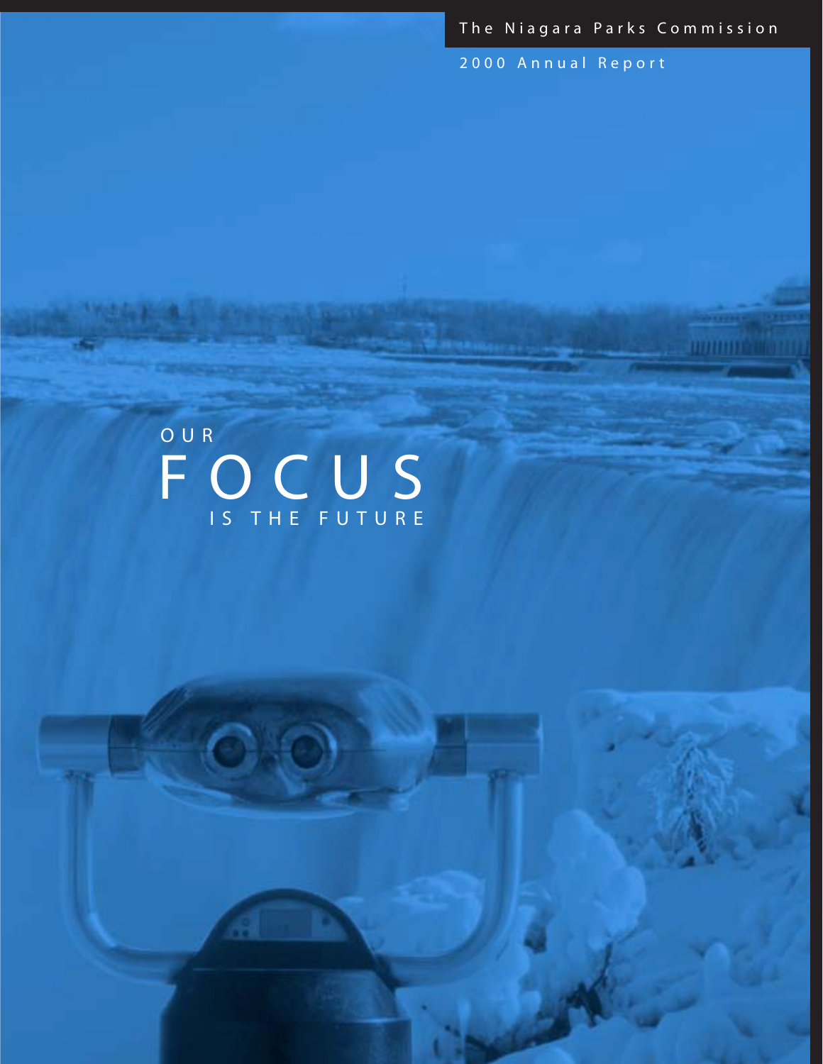The Niagara Parks Commission

2000 Annual Report

# OUR FOCUS IS THE FUTURE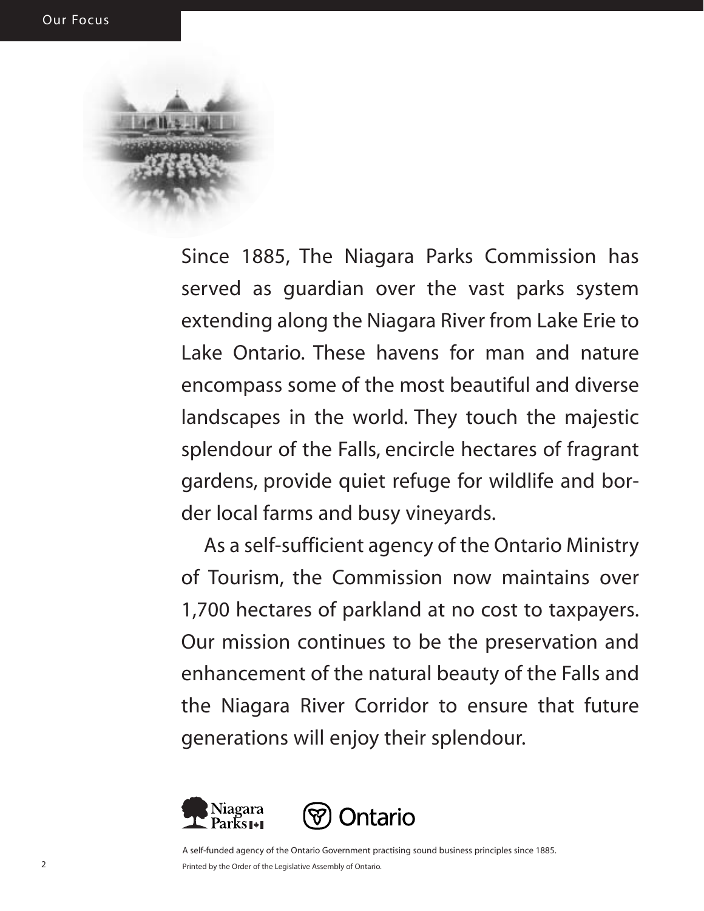## Our Focus

Since 1885, The Niagara Parks Commission has served as guardian over the vast parks system extending along the Niagara River from Lake Erie to Lake Ontario. These havens for man and nature encompass some of the most beautiful and diverse landscapes in the world. They touch the majestic splendour of the Falls, encircle hectares of fragrant gardens, provide quiet refuge for wildlife and border local farms and busy vineyards.

As a self-sufficient agency of the Ontario Ministry of Tourism, the Commission now maintains over 1,700 hectares of parkland at no cost to taxpayers. Our mission continues to be the preservation and enhancement of the natural beauty of the Falls and the Niagara River Corridor to ensure that future generations will enjoy their splendour.

Niagara Parks    Ontario

A self-funded agency of the Ontario Government practising sound business principles since 1885.

Printed by the Order of the Legislative Assembly of Ontario.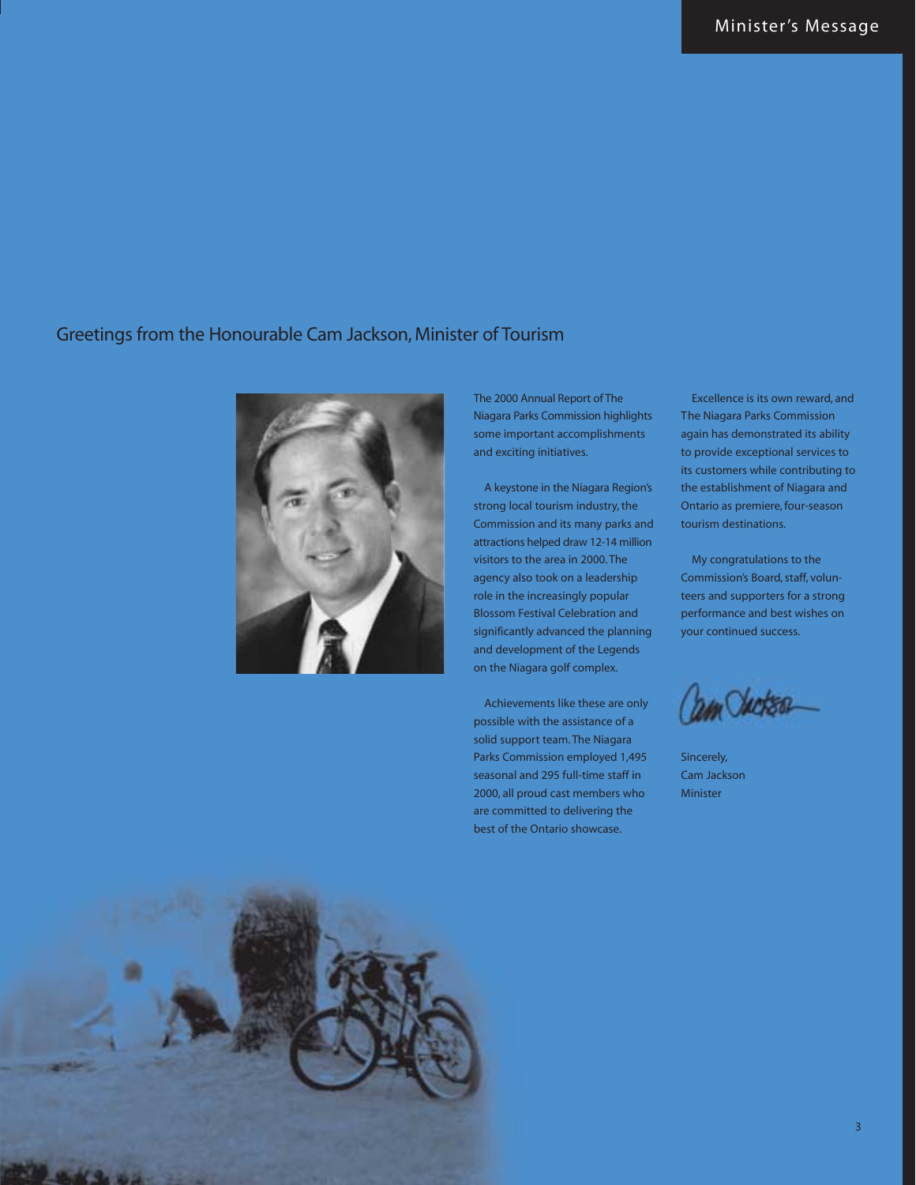# Minister's Message

## Greetings from the Honourable Cam Jackson, Minister of Tourism

The 2000 Annual Report of The Niagara Parks Commission highlights some important accomplishments and exciting initiatives.

A keystone in the Niagara Region's strong local tourism industry, the Commission and its many parks and attractions helped draw 12-14 million visitors to the area in 2000. The agency also took on a leadership role in the increasingly popular Blossom Festival Celebration and significantly advanced the planning and development of the Legends on the Niagara golf complex.

Achievements like these are only possible with the assistance of a solid support team. The Niagara Parks Commission employed 1,495 seasonal and 295 full-time staff in 2000, all proud cast members who are committed to delivering the best of the Ontario showcase.

Excellence is its own reward, and The Niagara Parks Commission again has demonstrated its ability to provide exceptional services to its customers while contributing to the establishment of Niagara and Ontario as premiere, four-season tourism destinations.

My congratulations to the Commission's Board, staff, volunteers and supporters for a strong performance and best wishes on your continued success.

Sincerely,
Cam Jackson
Minister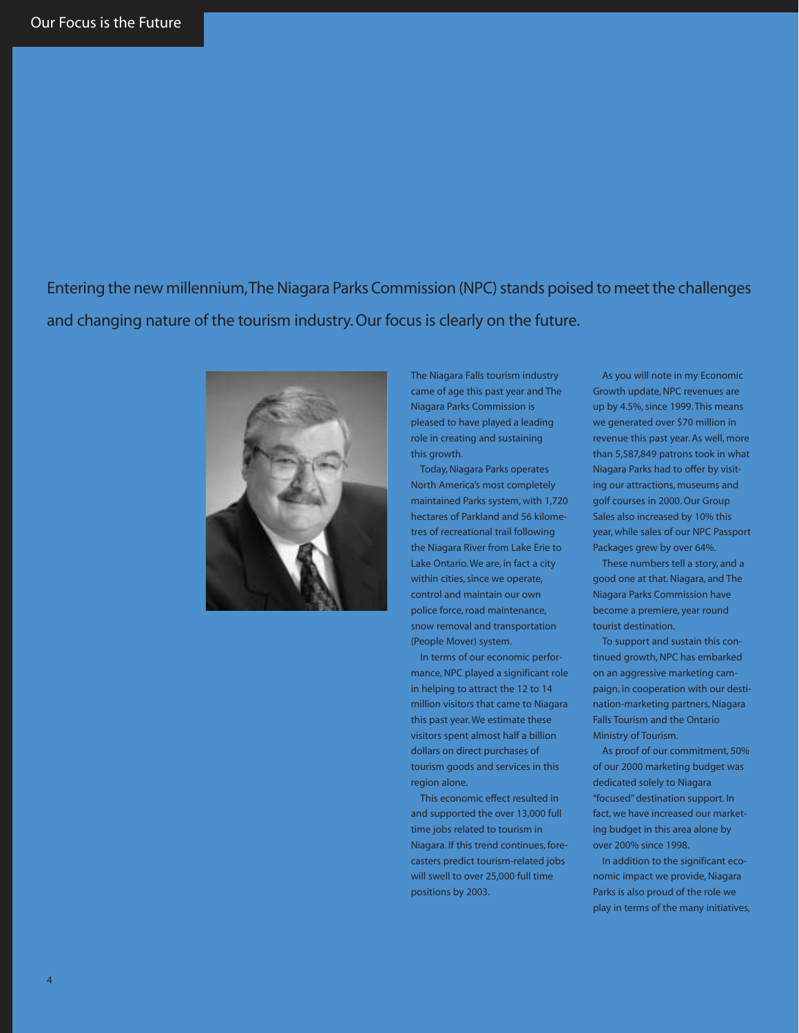# Our Focus is the Future

## Entering the new millennium, The Niagara Parks Commission (NPC) stands poised to meet the challenges and changing nature of the tourism industry. Our focus is clearly on the future.

The Niagara Falls tourism industry came of age this past year and The Niagara Parks Commission is pleased to have played a leading role in creating and sustaining this growth.

Today, Niagara Parks operates North America's most completely maintained Parks system, with 1,720 hectares of Parkland and 56 kilometres of recreational trail following the Niagara River from Lake Erie to Lake Ontario. We are, in fact a city within cities, since we operate, control and maintain our own police force, road maintenance, snow removal and transportation (People Mover) system.

In terms of our economic performance, NPC played a significant role in helping to attract the 12 to 14 million visitors that came to Niagara this past year. We estimate these visitors spent almost half a billion dollars on direct purchases of tourism goods and services in this region alone.

This economic effect resulted in and supported the over 13,000 full time jobs related to tourism in Niagara. If this trend continues, forecasters predict tourism-related jobs will swell to over 25,000 full time positions by 2003.

As you will note in my Economic Growth update, NPC revenues are up by 4.5%, since 1999. This means we generated over $70 million in revenue this past year. As well, more than 5,587,849 patrons took in what Niagara Parks had to offer by visiting our attractions, museums and golf courses in 2000. Our Group Sales also increased by 10% this year, while sales of our NPC Passport Packages grew by over 64%.

These numbers tell a story, and a good one at that. Niagara, and The Niagara Parks Commission have become a premiere, year round tourist destination.

To support and sustain this continued growth, NPC has embarked on an aggressive marketing campaign, in cooperation with our destination-marketing partners, Niagara Falls Tourism and the Ontario Ministry of Tourism.

As proof of our commitment, 50% of our 2000 marketing budget was dedicated solely to Niagara "focused" destination support. In fact, we have increased our marketing budget in this area alone by over 200% since 1998.

In addition to the significant economic impact we provide, Niagara Parks is also proud of the role we play in terms of the many initiatives,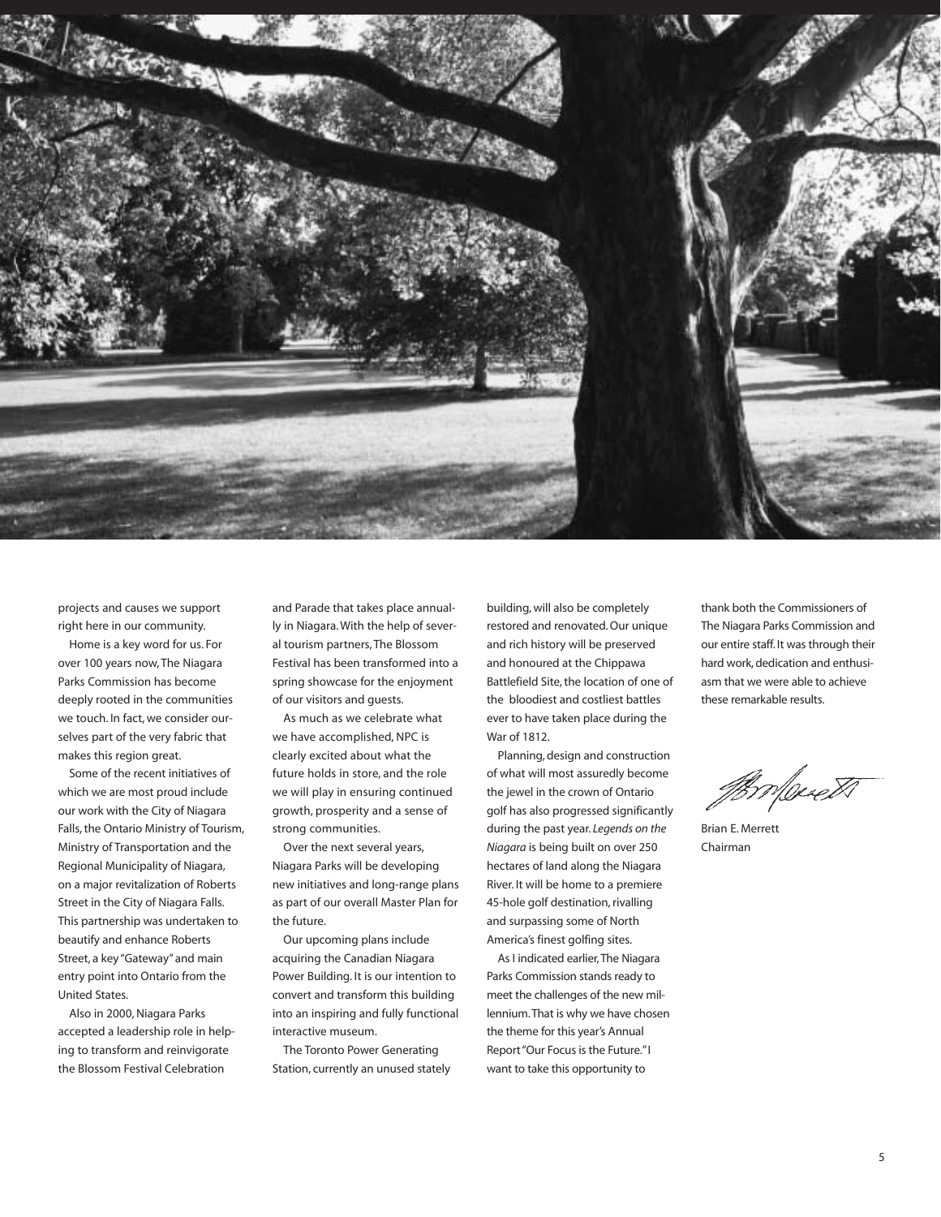projects and causes we support right here in our community.

Home is a key word for us. For over 100 years now, The Niagara Parks Commission has become deeply rooted in the communities we touch. In fact, we consider ourselves part of the very fabric that makes this region great.

Some of the recent initiatives of which we are most proud include our work with the City of Niagara Falls, the Ontario Ministry of Tourism, Ministry of Transportation and the Regional Municipality of Niagara, on a major revitalization of Roberts Street in the City of Niagara Falls. This partnership was undertaken to beautify and enhance Roberts Street, a key "Gateway" and main entry point into Ontario from the United States.

Also in 2000, Niagara Parks accepted a leadership role in helping to transform and reinvigorate the Blossom Festival Celebration and Parade that takes place annually in Niagara. With the help of several tourism partners, The Blossom Festival has been transformed into a spring showcase for the enjoyment of our visitors and guests.

As much as we celebrate what we have accomplished, NPC is clearly excited about what the future holds in store, and the role we will play in ensuring continued growth, prosperity and a sense of strong communities.

Over the next several years, Niagara Parks will be developing new initiatives and long-range plans as part of our overall Master Plan for the future.

Our upcoming plans include acquiring the Canadian Niagara Power Building. It is our intention to convert and transform this building into an inspiring and fully functional interactive museum.

The Toronto Power Generating Station, currently an unused stately building, will also be completely restored and renovated. Our unique and rich history will be preserved and honoured at the Chippawa Battlefield Site, the location of one of the bloodiest and costliest battles ever to have taken place during the War of 1812.

Planning, design and construction of what will most assuredly become the jewel in the crown of Ontario golf has also progressed significantly during the past year. *Legends on the Niagara* is being built on over 250 hectares of land along the Niagara River. It will be home to a premiere 45-hole golf destination, rivalling and surpassing some of North America's finest golfing sites.

As I indicated earlier, The Niagara Parks Commission stands ready to meet the challenges of the new millennium. That is why we have chosen the theme for this year's Annual Report "Our Focus is the Future." I want to take this opportunity to thank both the Commissioners of The Niagara Parks Commission and our entire staff. It was through their hard work, dedication and enthusiasm that we were able to achieve these remarkable results.

Brian E. Merrett
Chairman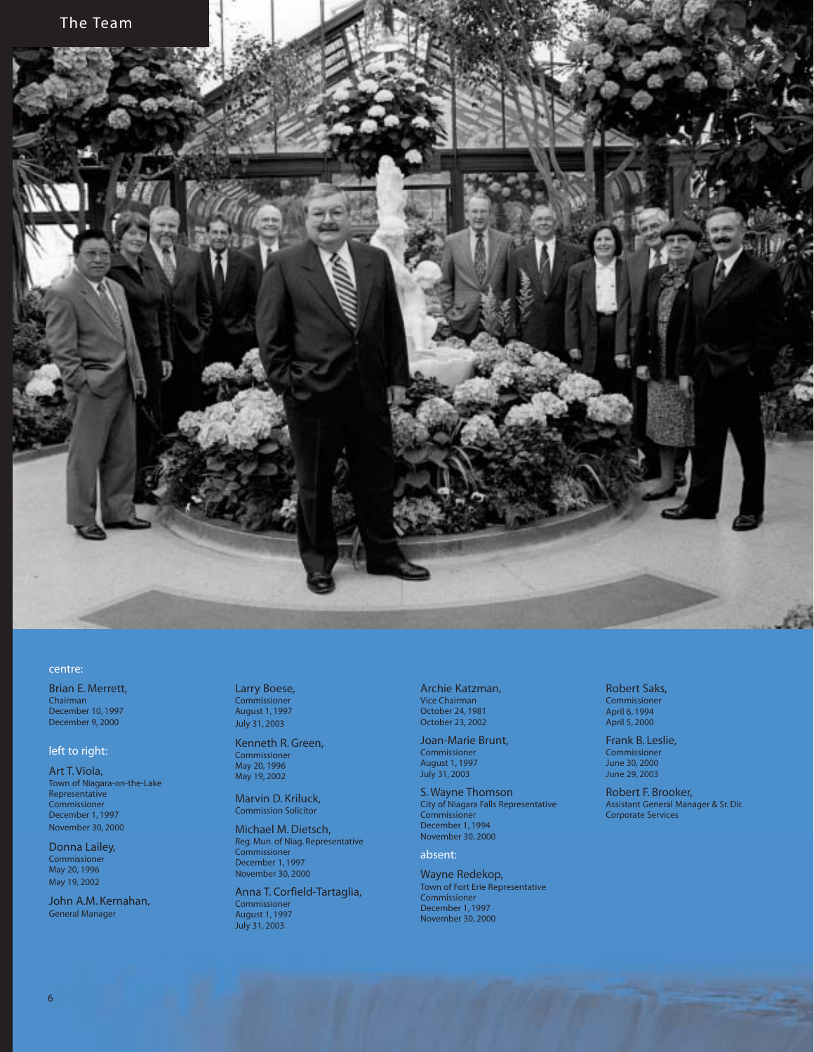# The Team

centre:

Brian E. Merrett,
Chairman
December 10, 1997
December 9, 2000

left to right:

Art T. Viola,
Town of Niagara-on-the-Lake Representative
Commissioner
December 1, 1997
November 30, 2000

Donna Lailey,
Commissioner
May 20, 1996
May 19, 2002

John A.M. Kernahan,
General Manager

Larry Boese,
Commissioner
August 1, 1997
July 31, 2003

Kenneth R. Green,
Commissioner
May 20, 1996
May 19, 2002

Marvin D. Kriluck,
Commission Solicitor

Michael M. Dietsch,
Reg. Mun. of Niag. Representative
Commissioner
December 1, 1997
November 30, 2000

Anna T. Corfield-Tartaglia,
Commissioner
August 1, 1997
July 31, 2003

Archie Katzman,
Vice Chairman
October 24, 1981
October 23, 2002

Joan-Marie Brunt,
Commissioner
August 1, 1997
July 31, 2003

S. Wayne Thomson
City of Niagara Falls Representative
Commissioner
December 1, 1994
November 30, 2000

absent:

Wayne Redekop,
Town of Fort Erie Representative
Commissioner
December 1, 1997
November 30, 2000

Robert Saks,
Commissioner
April 6, 1994
April 5, 2000

Frank B. Leslie,
Commissioner
June 30, 2000
June 29, 2003

Robert F. Brooker,
Assistant General Manager & Sr. Dir. Corporate Services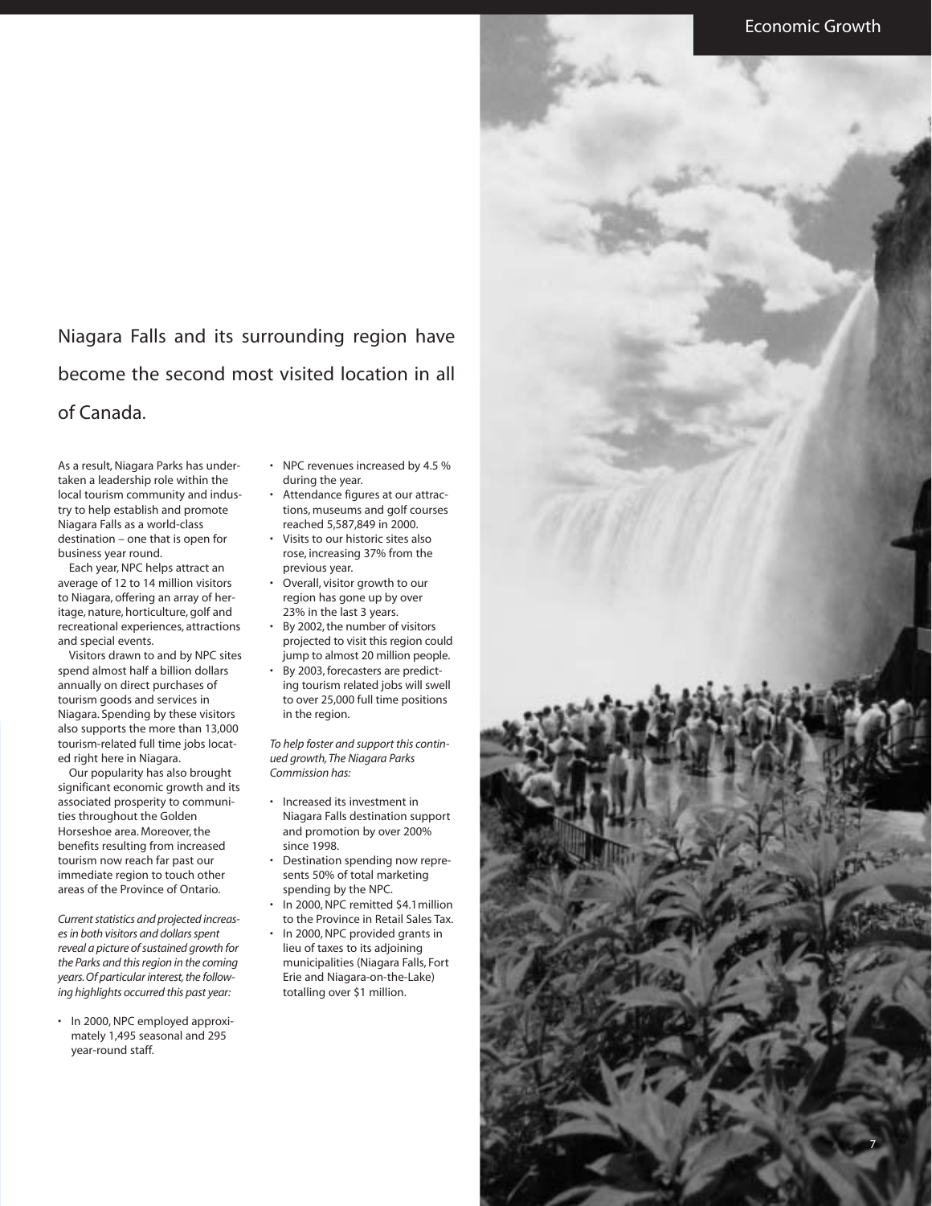## Economic Growth

Niagara Falls and its surrounding region have become the second most visited location in all of Canada.

As a result, Niagara Parks has undertaken a leadership role within the local tourism community and industry to help establish and promote Niagara Falls as a world-class destination – one that is open for business year round.

Each year, NPC helps attract an average of 12 to 14 million visitors to Niagara, offering an array of heritage, nature, horticulture, golf and recreational experiences, attractions and special events.

Visitors drawn to and by NPC sites spend almost half a billion dollars annually on direct purchases of tourism goods and services in Niagara. Spending by these visitors also supports the more than 13,000 tourism-related full time jobs located right here in Niagara.

Our popularity has also brought significant economic growth and its associated prosperity to communities throughout the Golden Horseshoe area. Moreover, the benefits resulting from increased tourism now reach far past our immediate region to touch other areas of the Province of Ontario.

*Current statistics and projected increases in both visitors and dollars spent reveal a picture of sustained growth for the Parks and this region in the coming years. Of particular interest, the following highlights occurred this past year:*

- In 2000, NPC employed approximately 1,495 seasonal and 295 year-round staff.
- NPC revenues increased by 4.5 % during the year.
- Attendance figures at our attractions, museums and golf courses reached 5,587,849 in 2000.
- Visits to our historic sites also rose, increasing 37% from the previous year.
- Overall, visitor growth to our region has gone up by over 23% in the last 3 years.
- By 2002, the number of visitors projected to visit this region could jump to almost 20 million people.
- By 2003, forecasters are predicting tourism related jobs will swell to over 25,000 full time positions in the region.

*To help foster and support this continued growth, The Niagara Parks Commission has:*

- Increased its investment in Niagara Falls destination support and promotion by over 200% since 1998.
- Destination spending now represents 50% of total marketing spending by the NPC.
- In 2000, NPC remitted $4.1million to the Province in Retail Sales Tax.
- In 2000, NPC provided grants in lieu of taxes to its adjoining municipalities (Niagara Falls, Fort Erie and Niagara-on-the-Lake) totalling over $1 million.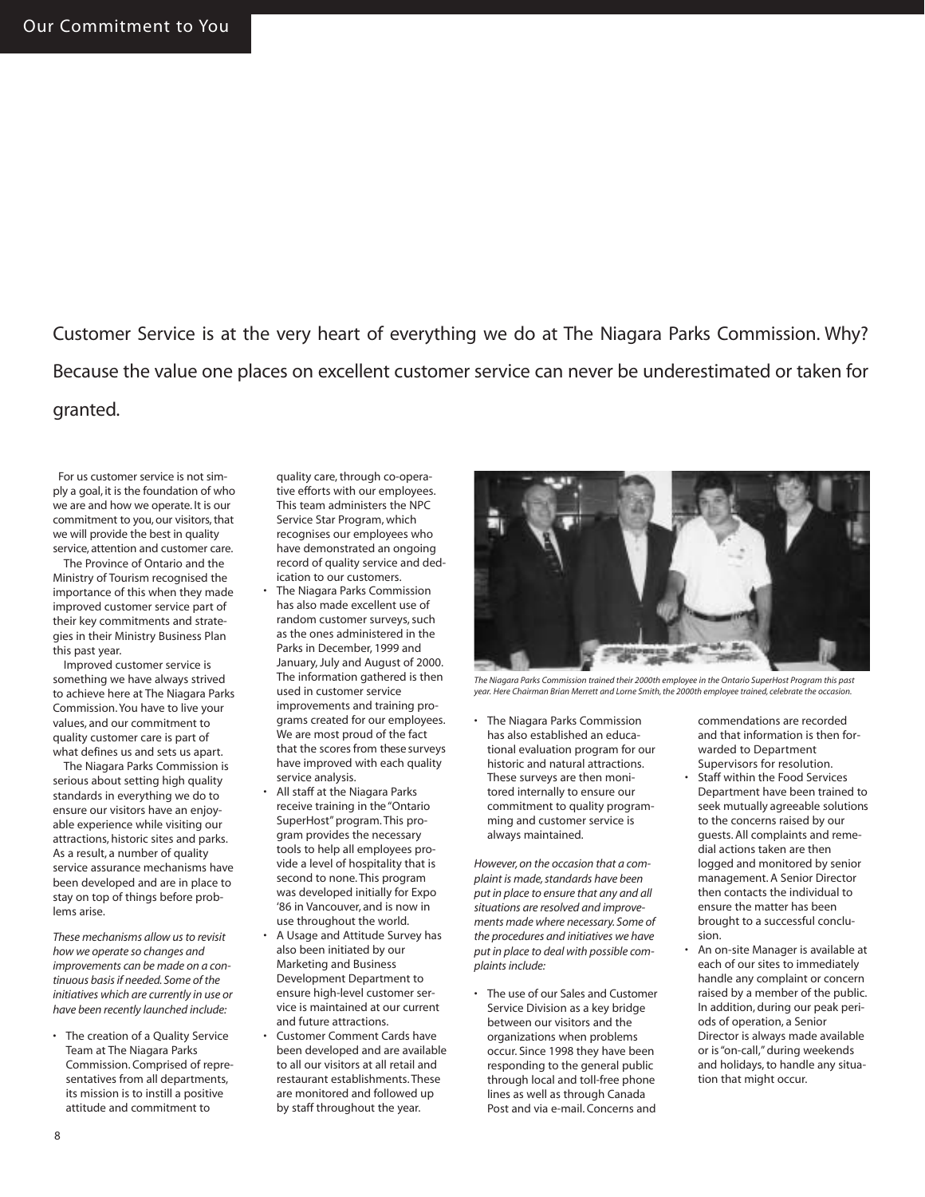# Our Commitment to You

## Customer Service is at the very heart of everything we do at The Niagara Parks Commission. Why? Because the value one places on excellent customer service can never be underestimated or taken for granted.

For us customer service is not simply a goal, it is the foundation of who we are and how we operate. It is our commitment to you, our visitors, that we will provide the best in quality service, attention and customer care.

The Province of Ontario and the Ministry of Tourism recognised the importance of this when they made improved customer service part of their key commitments and strategies in their Ministry Business Plan this past year.

Improved customer service is something we have always strived to achieve here at The Niagara Parks Commission. You have to live your values, and our commitment to quality customer care is part of what defines us and sets us apart.

The Niagara Parks Commission is serious about setting high quality standards in everything we do to ensure our visitors have an enjoyable experience while visiting our attractions, historic sites and parks. As a result, a number of quality service assurance mechanisms have been developed and are in place to stay on top of things before problems arise.

*These mechanisms allow us to revisit how we operate so changes and improvements can be made on a continuous basis if needed. Some of the initiatives which are currently in use or have been recently launched include:*

- The creation of a Quality Service Team at The Niagara Parks Commission. Comprised of representatives from all departments, its mission is to instill a positive attitude and commitment to quality care, through co-operative efforts with our employees. This team administers the NPC Service Star Program, which recognises our employees who have demonstrated an ongoing record of quality service and dedication to our customers.
- The Niagara Parks Commission has also made excellent use of random customer surveys, such as the ones administered in the Parks in December, 1999 and January, July and August of 2000. The information gathered is then used in customer service improvements and training programs created for our employees. We are most proud of the fact that the scores from these surveys have improved with each quality service analysis.
- All staff at the Niagara Parks receive training in the "Ontario SuperHost" program. This program provides the necessary tools to help all employees provide a level of hospitality that is second to none. This program was developed initially for Expo '86 in Vancouver, and is now in use throughout the world.
- A Usage and Attitude Survey has also been initiated by our Marketing and Business Development Department to ensure high-level customer service is maintained at our current and future attractions.
- Customer Comment Cards have been developed and are available to all our visitors at all retail and restaurant establishments. These are monitored and followed up by staff throughout the year.
- The Niagara Parks Commission has also established an educational evaluation program for our historic and natural attractions. These surveys are then monitored internally to ensure our commitment to quality programming and customer service is always maintained.

*The Niagara Parks Commission trained their 2000th employee in the Ontario SuperHost Program this past year. Here Chairman Brian Merrett and Lorne Smith, the 2000th employee trained, celebrate the occasion.*

*However, on the occasion that a complaint is made, standards have been put in place to ensure that any and all situations are resolved and improvements made where necessary. Some of the procedures and initiatives we have put in place to deal with possible complaints include:*

- The use of our Sales and Customer Service Division as a key bridge between our visitors and the organizations when problems occur. Since 1998 they have been responding to the general public through local and toll-free phone lines as well as through Canada Post and via e-mail. Concerns and commendations are recorded and that information is then forwarded to Department Supervisors for resolution.
- Staff within the Food Services Department have been trained to seek mutually agreeable solutions to the concerns raised by our guests. All complaints and remedial actions taken are then logged and monitored by senior management. A Senior Director then contacts the individual to ensure the matter has been brought to a successful conclusion.
- An on-site Manager is available at each of our sites to immediately handle any complaint or concern raised by a member of the public. In addition, during our peak periods of operation, a Senior Director is always made available or is "on-call," during weekends and holidays, to handle any situation that might occur.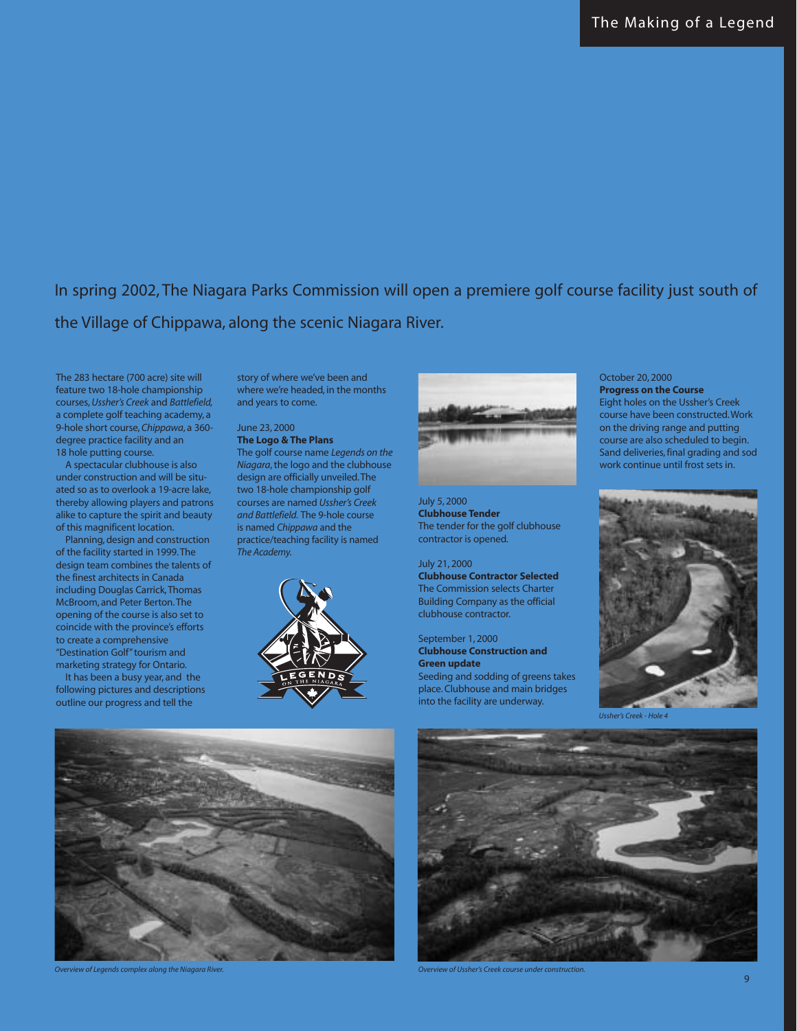In spring 2002, The Niagara Parks Commission will open a premiere golf course facility just south of the Village of Chippawa, along the scenic Niagara River.

The 283 hectare (700 acre) site will feature two 18-hole championship courses, *Ussher's Creek* and *Battlefield,* a complete golf teaching academy, a 9-hole short course, *Chippawa*, a 360-degree practice facility and an 18 hole putting course.

A spectacular clubhouse is also under construction and will be situated so as to overlook a 19-acre lake, thereby allowing players and patrons alike to capture the spirit and beauty of this magnificent location.

Planning, design and construction of the facility started in 1999. The design team combines the talents of the finest architects in Canada including Douglas Carrick, Thomas McBroom, and Peter Berton. The opening of the course is also set to coincide with the province's efforts to create a comprehensive "Destination Golf" tourism and marketing strategy for Ontario.

It has been a busy year, and the following pictures and descriptions outline our progress and tell the story of where we've been and where we're headed, in the months and years to come.

June 23, 2000
**The Logo & The Plans**
The golf course name *Legends on the Niagara*, the logo and the clubhouse design are officially unveiled. The two 18-hole championship golf courses are named *Ussher's Creek and Battlefield.* The 9-hole course is named *Chippawa* and the practice/teaching facility is named *The Academy.*

July 5, 2000
**Clubhouse Tender**
The tender for the golf clubhouse contractor is opened.

July 21, 2000
**Clubhouse Contractor Selected**
The Commission selects Charter Building Company as the official clubhouse contractor.

September 1, 2000
**Clubhouse Construction and Green update**
Seeding and sodding of greens takes place. Clubhouse and main bridges into the facility are underway.

October 20, 2000
**Progress on the Course**
Eight holes on the Ussher's Creek course have been constructed. Work on the driving range and putting course are also scheduled to begin. Sand deliveries, final grading and sod work continue until frost sets in.

*Ussher's Creek - Hole 4*

*Overview of Legends complex along the Niagara River.*

*Overview of Ussher's Creek course under construction.*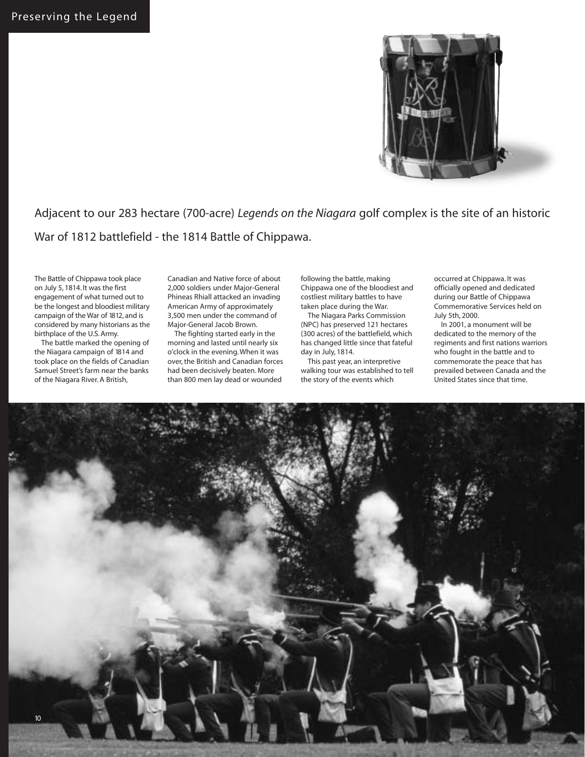Adjacent to our 283 hectare (700-acre) *Legends on the Niagara* golf complex is the site of an historic War of 1812 battlefield - the 1814 Battle of Chippawa.

The Battle of Chippawa took place on July 5, 1814. It was the first engagement of what turned out to be the longest and bloodiest military campaign of the War of 1812, and is considered by many historians as the birthplace of the U.S. Army.

The battle marked the opening of the Niagara campaign of 1814 and took place on the fields of Canadian Samuel Street's farm near the banks of the Niagara River. A British, Canadian and Native force of about 2,000 soldiers under Major-General Phineas Rhiall attacked an invading American Army of approximately 3,500 men under the command of Major-General Jacob Brown.

The fighting started early in the morning and lasted until nearly six o'clock in the evening. When it was over, the British and Canadian forces had been decisively beaten. More than 800 men lay dead or wounded following the battle, making Chippawa one of the bloodiest and costliest military battles to have taken place during the War.

The Niagara Parks Commission (NPC) has preserved 121 hectares (300 acres) of the battlefield, which has changed little since that fateful day in July, 1814.

This past year, an interpretive walking tour was established to tell the story of the events which occurred at Chippawa. It was officially opened and dedicated during our Battle of Chippawa Commemorative Services held on July 5th, 2000.

In 2001, a monument will be dedicated to the memory of the regiments and first nations warriors who fought in the battle and to commemorate the peace that has prevailed between Canada and the United States since that time.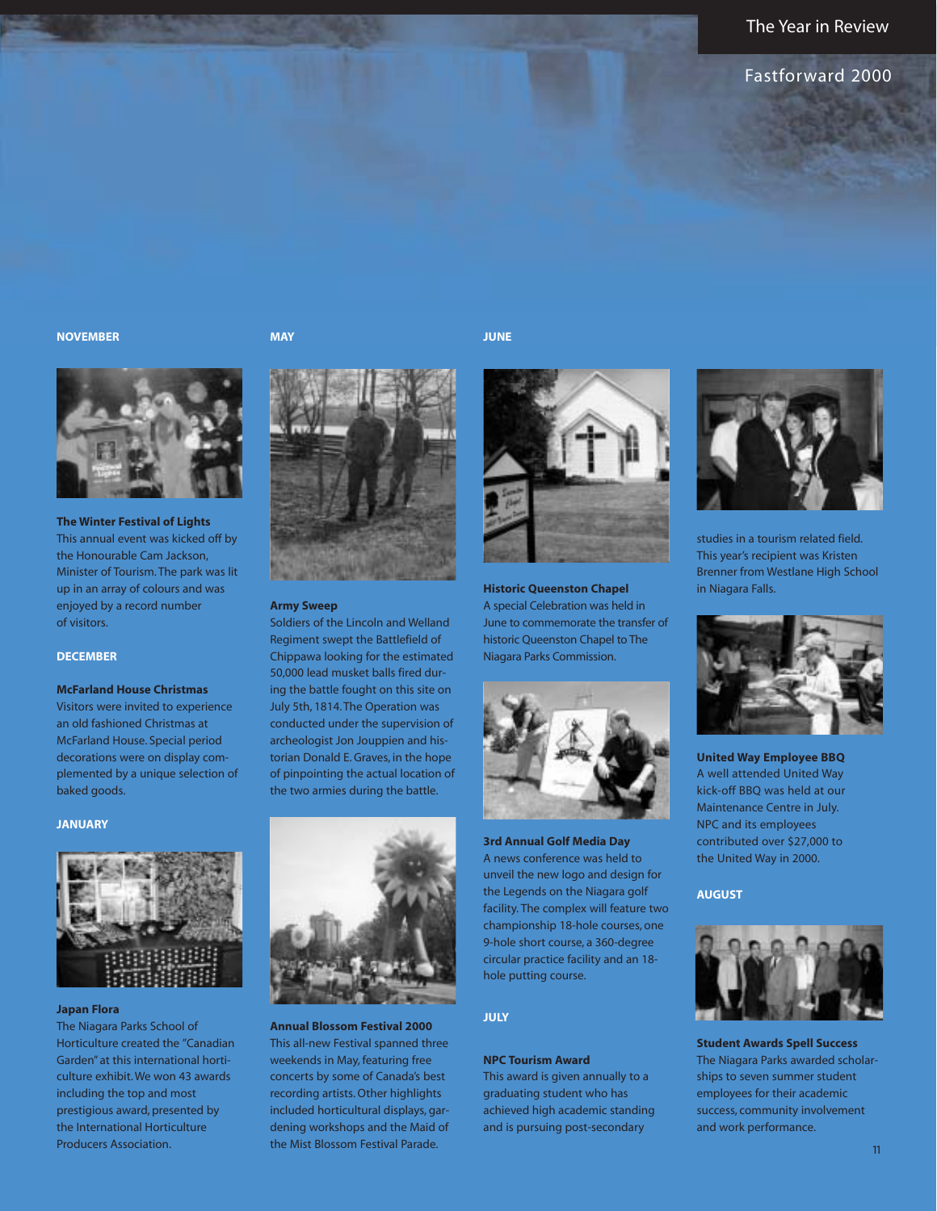## NOVEMBER

### The Winter Festival of Lights

This annual event was kicked off by the Honourable Cam Jackson, Minister of Tourism. The park was lit up in an array of colours and was enjoyed by a record number of visitors.

## DECEMBER

### McFarland House Christmas

Visitors were invited to experience an old fashioned Christmas at McFarland House. Special period decorations were on display complemented by a unique selection of baked goods.

## JANUARY

### Japan Flora

The Niagara Parks School of Horticulture created the "Canadian Garden" at this international horticulture exhibit. We won 43 awards including the top and most prestigious award, presented by the International Horticulture Producers Association.

## MAY

### Army Sweep

Soldiers of the Lincoln and Welland Regiment swept the Battlefield of Chippawa looking for the estimated 50,000 lead musket balls fired during the battle fought on this site on July 5th, 1814. The Operation was conducted under the supervision of archeologist Jon Jouppien and historian Donald E. Graves, in the hope of pinpointing the actual location of the two armies during the battle.

### Annual Blossom Festival 2000

This all-new Festival spanned three weekends in May, featuring free concerts by some of Canada's best recording artists. Other highlights included horticultural displays, gardening workshops and the Maid of the Mist Blossom Festival Parade.

## JUNE

### Historic Queenston Chapel

A special Celebration was held in June to commemorate the transfer of historic Queenston Chapel to The Niagara Parks Commission.

### 3rd Annual Golf Media Day

A news conference was held to unveil the new logo and design for the Legends on the Niagara golf facility. The complex will feature two championship 18-hole courses, one 9-hole short course, a 360-degree circular practice facility and an 18-hole putting course.

## JULY

### NPC Tourism Award

This award is given annually to a graduating student who has achieved high academic standing and is pursuing post-secondary studies in a tourism related field. This year's recipient was Kristen Brenner from Westlane High School in Niagara Falls.

### United Way Employee BBQ

A well attended United Way kick-off BBQ was held at our Maintenance Centre in July. NPC and its employees contributed over $27,000 to the United Way in 2000.

## AUGUST

### Student Awards Spell Success

The Niagara Parks awarded scholarships to seven summer student employees for their academic success, community involvement and work performance.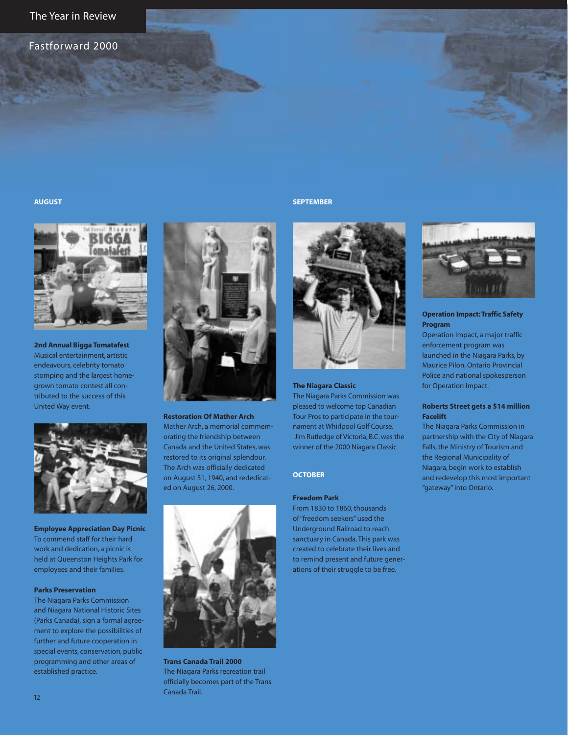# The Year in Review

## Fastforward 2000

### AUGUST

**2nd Annual Bigga Tomatafest**
Musical entertainment, artistic endeavours, celebrity tomato stomping and the largest home-grown tomato contest all contributed to the success of this United Way event.

**Employee Appreciation Day Picnic**
To commend staff for their hard work and dedication, a picnic is held at Queenston Heights Park for employees and their families.

**Parks Preservation**
The Niagara Parks Commission and Niagara National Historic Sites (Parks Canada), sign a formal agreement to explore the possibilities of further and future cooperation in special events, conservation, public programming and other areas of established practice.

**Restoration Of Mather Arch**
Mather Arch, a memorial commemorating the friendship between Canada and the United States, was restored to its original splendour. The Arch was officially dedicated on August 31, 1940, and rededicated on August 26, 2000.

**Trans Canada Trail 2000**
The Niagara Parks recreation trail officially becomes part of the Trans Canada Trail.

### SEPTEMBER

**The Niagara Classic**
The Niagara Parks Commission was pleased to welcome top Canadian Tour Pros to participate in the tournament at Whirlpool Golf Course. Jim Rutledge of Victoria, B.C. was the winner of the 2000 Niagara Classic

**Operation Impact: Traffic Safety Program**
Operation Impact, a major traffic enforcement program was launched in the Niagara Parks, by Maurice Pilon, Ontario Provincial Police and national spokesperson for Operation Impact.

**Roberts Street gets a $14 million Facelift**
The Niagara Parks Commission in partnership with the City of Niagara Falls, the Ministry of Tourism and the Regional Municipality of Niagara, begin work to establish and redevelop this most important "gateway" into Ontario.

### OCTOBER

**Freedom Park**
From 1830 to 1860, thousands of "freedom seekers" used the Underground Railroad to reach sanctuary in Canada. This park was created to celebrate their lives and to remind present and future generations of their struggle to be free.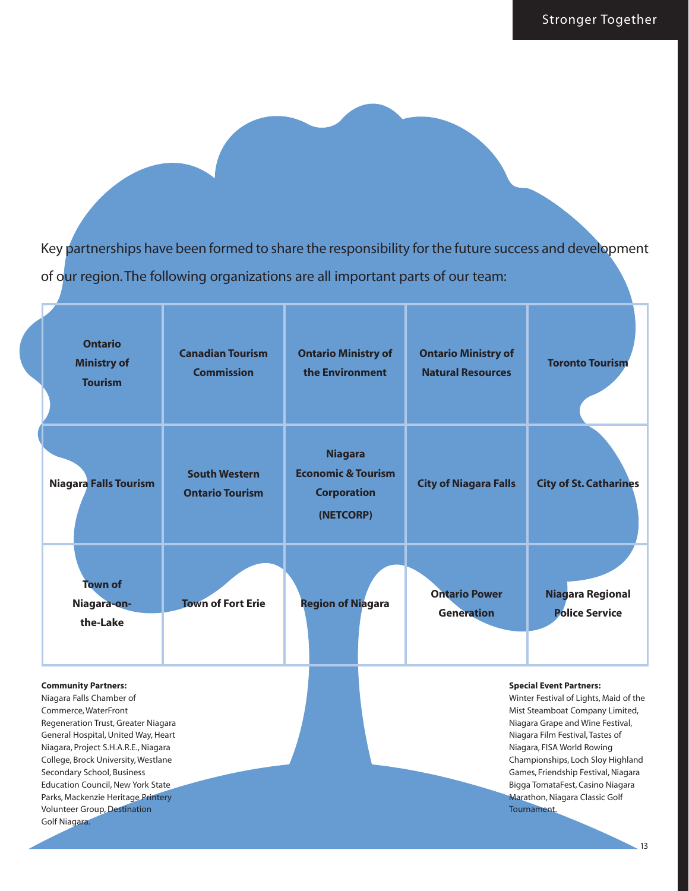Key partnerships have been formed to share the responsibility for the future success and development of our region. The following organizations are all important parts of our team:

| | | | | |
|---|---|---|---|---|
| **Ontario Ministry of Tourism** | **Canadian Tourism Commission** | **Ontario Ministry of the Environment** | **Ontario Ministry of Natural Resources** | **Toronto Tourism** |
| **Niagara Falls Tourism** | **South Western Ontario Tourism** | **Niagara Economic & Tourism Corporation (NETCORP)** | **City of Niagara Falls** | **City of St. Catharines** |
| **Town of Niagara-on-the-Lake** | **Town of Fort Erie** | **Region of Niagara** | **Ontario Power Generation** | **Niagara Regional Police Service** |

**Community Partners:**
Niagara Falls Chamber of Commerce, WaterFront Regeneration Trust, Greater Niagara General Hospital, United Way, Heart Niagara, Project S.H.A.R.E., Niagara College, Brock University, Westlane Secondary School, Business Education Council, New York State Parks, Mackenzie Heritage Printery Volunteer Group, Destination Golf Niagara.

**Special Event Partners:**
Winter Festival of Lights, Maid of the Mist Steamboat Company Limited, Niagara Grape and Wine Festival, Niagara Film Festival, Tastes of Niagara, FISA World Rowing Championships, Loch Sloy Highland Games, Friendship Festival, Niagara Bigga TomataFest, Casino Niagara Marathon, Niagara Classic Golf Tournament.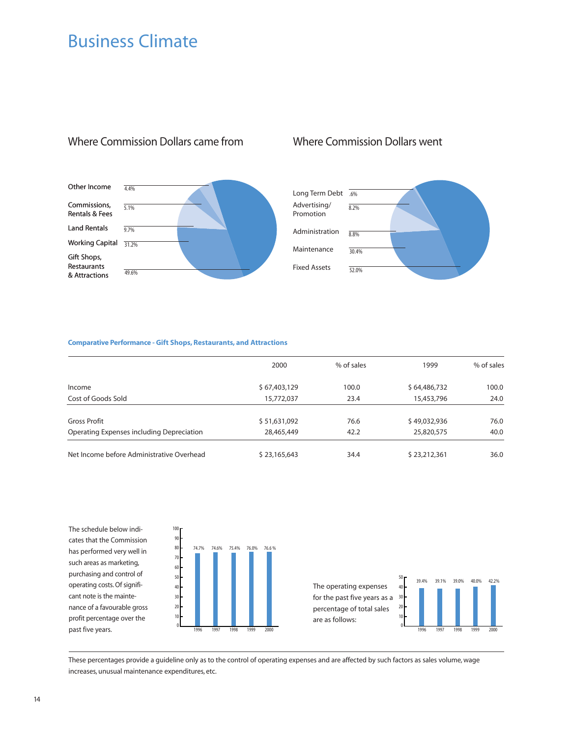# Business Climate

## Where Commission Dollars came from

| Source | % |
|---|---|
| Other Income | 4.4% |
| Commissions, Rentals & Fees | 5.1% |
| Land Rentals | 9.7% |
| Working Capital | 31.2% |
| Gift Shops, Restaurants & Attractions | 49.6% |

## Where Commission Dollars went

| Use | % |
|---|---|
| Long Term Debt | .6% |
| Advertising/Promotion | 8.2% |
| Administration | 8.8% |
| Maintenance | 30.4% |
| Fixed Assets | 52.0% |

**Comparative Performance - Gift Shops, Restaurants, and Attractions**

| | 2000 | % of sales | 1999 | % of sales |
|---|---|---|---|---|
| Income | $ 67,403,129 | 100.0 | $ 64,486,732 | 100.0 |
| Cost of Goods Sold | 15,772,037 | 23.4 | 15,453,796 | 24.0 |
| Gross Profit | $ 51,631,092 | 76.6 | $ 49,032,936 | 76.0 |
| Operating Expenses including Depreciation | 28,465,449 | 42.2 | 25,820,575 | 40.0 |
| Net Income before Administrative Overhead | $ 23,165,643 | 34.4 | $ 23,212,361 | 36.0 |

The schedule below indicates that the Commission has performed very well in such areas as marketing, purchasing and control of operating costs. Of significant note is the maintenance of a favourable gross profit percentage over the past five years.

| Year | 1996 | 1997 | 1998 | 1999 | 2000 |
|---|---|---|---|---|---|
| Gross profit % | 74.7% | 74.6% | 75.4% | 76.0% | 76.6 % |

The operating expenses for the past five years as a percentage of total sales are as follows:

| Year | 1996 | 1997 | 1998 | 1999 | 2000 |
|---|---|---|---|---|---|
| Operating expenses % | 39.4% | 39.1% | 39.0% | 40.0% | 42.2% |

These percentages provide a guideline only as to the control of operating expenses and are affected by such factors as sales volume, wage increases, unusual maintenance expenditures, etc.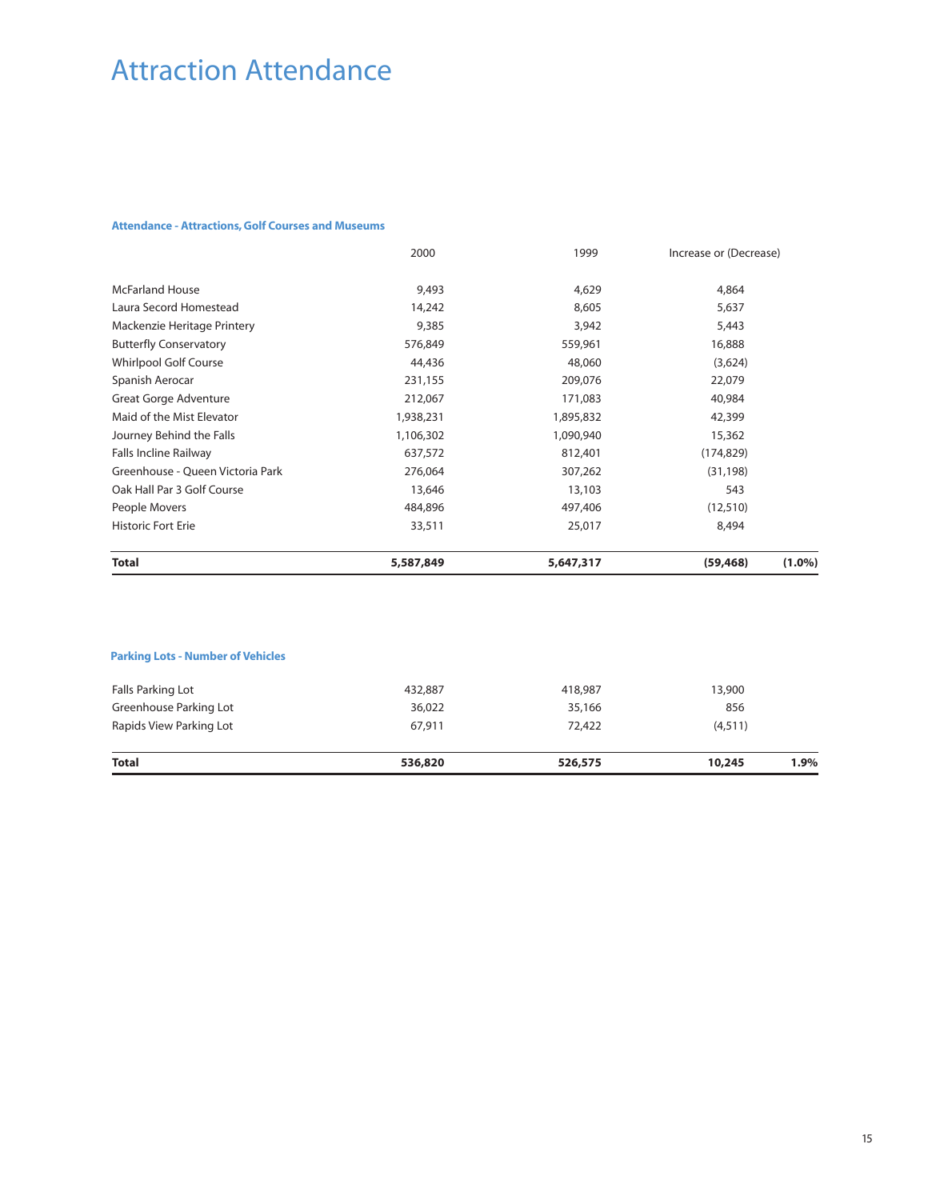# Attraction Attendance

### Attendance - Attractions, Golf Courses and Museums

| | 2000 | 1999 | Increase or (Decrease) | |
|---|---|---|---|---|
| McFarland House | 9,493 | 4,629 | 4,864 | |
| Laura Secord Homestead | 14,242 | 8,605 | 5,637 | |
| Mackenzie Heritage Printery | 9,385 | 3,942 | 5,443 | |
| Butterfly Conservatory | 576,849 | 559,961 | 16,888 | |
| Whirlpool Golf Course | 44,436 | 48,060 | (3,624) | |
| Spanish Aerocar | 231,155 | 209,076 | 22,079 | |
| Great Gorge Adventure | 212,067 | 171,083 | 40,984 | |
| Maid of the Mist Elevator | 1,938,231 | 1,895,832 | 42,399 | |
| Journey Behind the Falls | 1,106,302 | 1,090,940 | 15,362 | |
| Falls Incline Railway | 637,572 | 812,401 | (174,829) | |
| Greenhouse - Queen Victoria Park | 276,064 | 307,262 | (31,198) | |
| Oak Hall Par 3 Golf Course | 13,646 | 13,103 | 543 | |
| People Movers | 484,896 | 497,406 | (12,510) | |
| Historic Fort Erie | 33,511 | 25,017 | 8,494 | |
| **Total** | **5,587,849** | **5,647,317** | **(59,468)** | **(1.0%)** |

### Parking Lots - Number of Vehicles

| | 2000 | 1999 | Increase or (Decrease) | |
|---|---|---|---|---|
| Falls Parking Lot | 432,887 | 418,987 | 13,900 | |
| Greenhouse Parking Lot | 36,022 | 35,166 | 856 | |
| Rapids View Parking Lot | 67,911 | 72,422 | (4,511) | |
| **Total** | **536,820** | **526,575** | **10,245** | **1.9%** |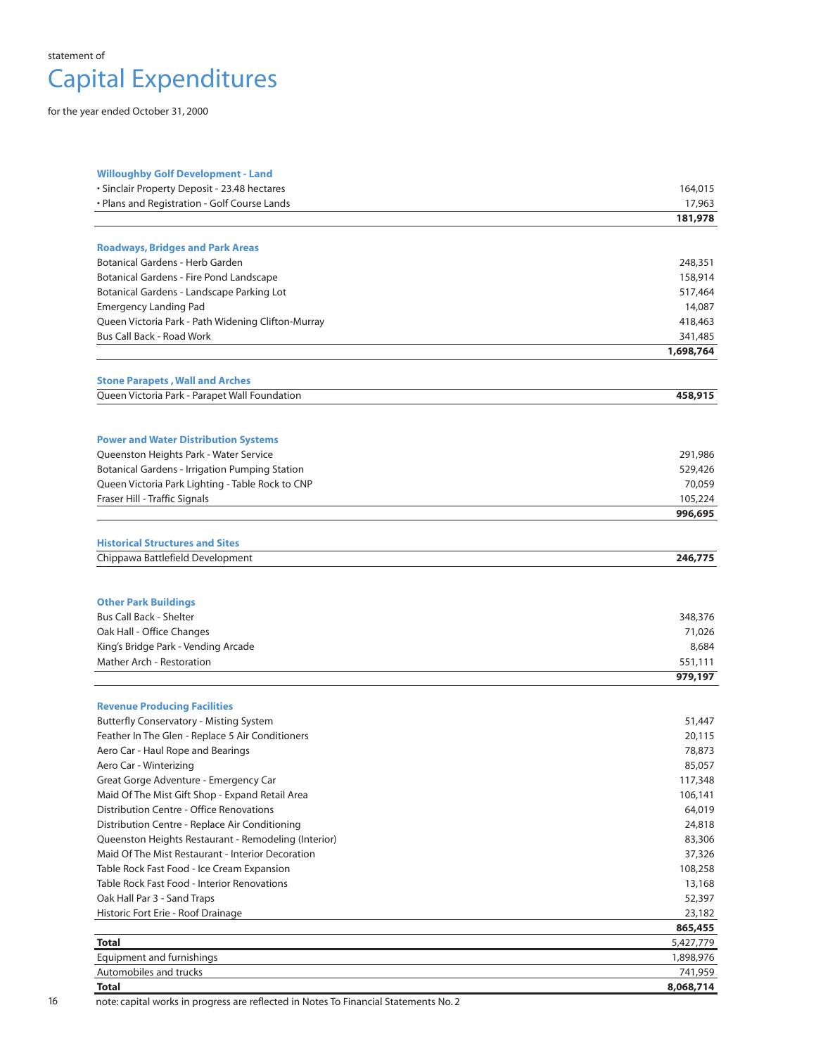statement of

# Capital Expenditures

for the year ended October 31, 2000

| | |
|---|---:|
| **Willoughby Golf Development - Land** | |
| • Sinclair Property Deposit - 23.48 hectares | 164,015 |
| • Plans and Registration - Golf Course Lands | 17,963 |
| | **181,978** |
| **Roadways, Bridges and Park Areas** | |
| Botanical Gardens - Herb Garden | 248,351 |
| Botanical Gardens - Fire Pond Landscape | 158,914 |
| Botanical Gardens - Landscape Parking Lot | 517,464 |
| Emergency Landing Pad | 14,087 |
| Queen Victoria Park - Path Widening Clifton-Murray | 418,463 |
| Bus Call Back - Road Work | 341,485 |
| | **1,698,764** |
| **Stone Parapets , Wall and Arches** | |
| Queen Victoria Park - Parapet Wall Foundation | **458,915** |
| **Power and Water Distribution Systems** | |
| Queenston Heights Park - Water Service | 291,986 |
| Botanical Gardens - Irrigation Pumping Station | 529,426 |
| Queen Victoria Park Lighting - Table Rock to CNP | 70,059 |
| Fraser Hill - Traffic Signals | 105,224 |
| | **996,695** |
| **Historical Structures and Sites** | |
| Chippawa Battlefield Development | **246,775** |
| **Other Park Buildings** | |
| Bus Call Back - Shelter | 348,376 |
| Oak Hall - Office Changes | 71,026 |
| King's Bridge Park - Vending Arcade | 8,684 |
| Mather Arch - Restoration | 551,111 |
| | **979,197** |
| **Revenue Producing Facilities** | |
| Butterfly Conservatory - Misting System | 51,447 |
| Feather In The Glen - Replace 5 Air Conditioners | 20,115 |
| Aero Car - Haul Rope and Bearings | 78,873 |
| Aero Car - Winterizing | 85,057 |
| Great Gorge Adventure - Emergency Car | 117,348 |
| Maid Of The Mist Gift Shop - Expand Retail Area | 106,141 |
| Distribution Centre - Office Renovations | 64,019 |
| Distribution Centre - Replace Air Conditioning | 24,818 |
| Queenston Heights Restaurant - Remodeling (Interior) | 83,306 |
| Maid Of The Mist Restaurant - Interior Decoration | 37,326 |
| Table Rock Fast Food - Ice Cream Expansion | 108,258 |
| Table Rock Fast Food - Interior Renovations | 13,168 |
| Oak Hall Par 3 - Sand Traps | 52,397 |
| Historic Fort Erie - Roof Drainage | 23,182 |
| | **865,455** |
| **Total** | 5,427,779 |
| Equipment and furnishings | 1,898,976 |
| Automobiles and trucks | 741,959 |
| **Total** | **8,068,714** |

note: capital works in progress are reflected in Notes To Financial Statements No. 2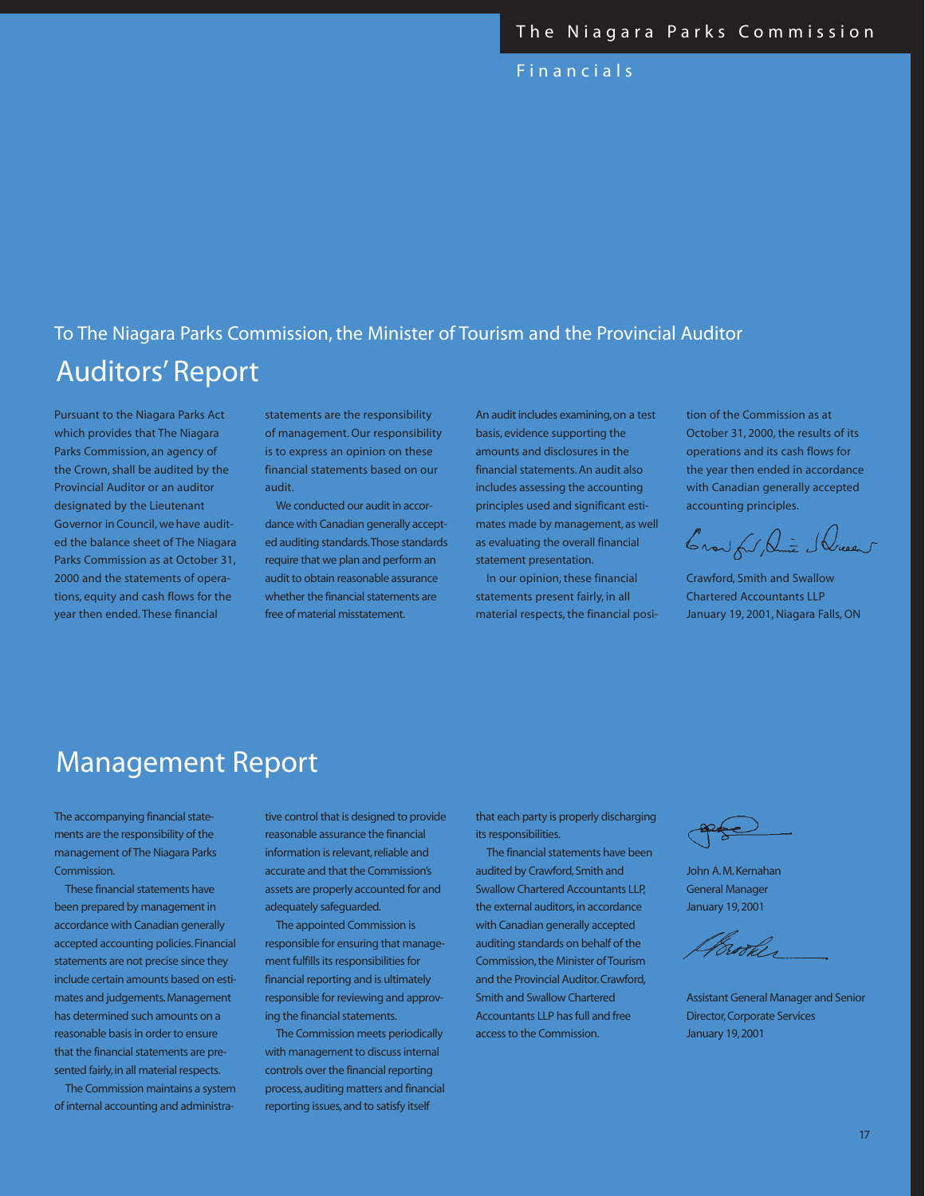To The Niagara Parks Commission, the Minister of Tourism and the Provincial Auditor

# Auditors' Report

Pursuant to the Niagara Parks Act which provides that The Niagara Parks Commission, an agency of the Crown, shall be audited by the Provincial Auditor or an auditor designated by the Lieutenant Governor in Council, we have audited the balance sheet of The Niagara Parks Commission as at October 31, 2000 and the statements of operations, equity and cash flows for the year then ended. These financial statements are the responsibility of management. Our responsibility is to express an opinion on these financial statements based on our audit.

We conducted our audit in accordance with Canadian generally accepted auditing standards. Those standards require that we plan and perform an audit to obtain reasonable assurance whether the financial statements are free of material misstatement. An audit includes examining, on a test basis, evidence supporting the amounts and disclosures in the financial statements. An audit also includes assessing the accounting principles used and significant estimates made by management, as well as evaluating the overall financial statement presentation.

In our opinion, these financial statements present fairly, in all material respects, the financial position of the Commission as at October 31, 2000, the results of its operations and its cash flows for the year then ended in accordance with Canadian generally accepted accounting principles.

Crawford, Smith and Swallow
Chartered Accountants LLP
January 19, 2001, Niagara Falls, ON

# Management Report

The accompanying financial statements are the responsibility of the management of The Niagara Parks Commission.

These financial statements have been prepared by management in accordance with Canadian generally accepted accounting policies. Financial statements are not precise since they include certain amounts based on estimates and judgements. Management has determined such amounts on a reasonable basis in order to ensure that the financial statements are presented fairly, in all material respects.

The Commission maintains a system of internal accounting and administrative control that is designed to provide reasonable assurance the financial information is relevant, reliable and accurate and that the Commission's assets are properly accounted for and adequately safeguarded.

The appointed Commission is responsible for ensuring that management fulfills its responsibilities for financial reporting and is ultimately responsible for reviewing and approving the financial statements.

The Commission meets periodically with management to discuss internal controls over the financial reporting process, auditing matters and financial reporting issues, and to satisfy itself that each party is properly discharging its responsibilities.

The financial statements have been audited by Crawford, Smith and Swallow Chartered Accountants LLP, the external auditors, in accordance with Canadian generally accepted auditing standards on behalf of the Commission, the Minister of Tourism and the Provincial Auditor. Crawford, Smith and Swallow Chartered Accountants LLP has full and free access to the Commission.

John A. M. Kernahan
General Manager
January 19, 2001

Assistant General Manager and Senior Director, Corporate Services
January 19, 2001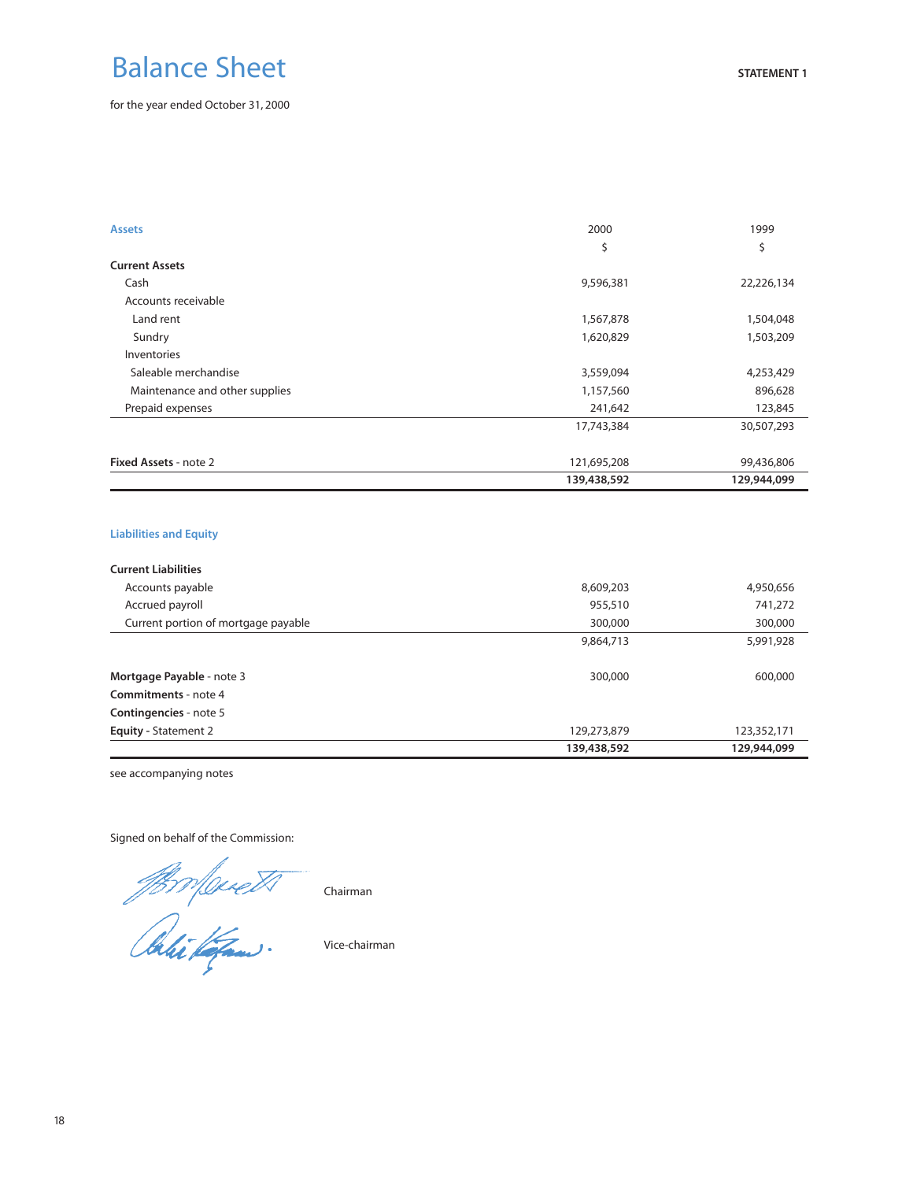# Balance Sheet

**STATEMENT 1**

for the year ended October 31, 2000

| **Assets** | 2000 | 1999 |
|---|---|---|
| | $ | $ |
| **Current Assets** | | |
| Cash | 9,596,381 | 22,226,134 |
| Accounts receivable | | |
| Land rent | 1,567,878 | 1,504,048 |
| Sundry | 1,620,829 | 1,503,209 |
| Inventories | | |
| Saleable merchandise | 3,559,094 | 4,253,429 |
| Maintenance and other supplies | 1,157,560 | 896,628 |
| Prepaid expenses | 241,642 | 123,845 |
| | 17,743,384 | 30,507,293 |
| **Fixed Assets** - note 2 | 121,695,208 | 99,436,806 |
| | **139,438,592** | **129,944,099** |

| **Liabilities and Equity** | | |
|---|---|---|
| **Current Liabilities** | | |
| Accounts payable | 8,609,203 | 4,950,656 |
| Accrued payroll | 955,510 | 741,272 |
| Current portion of mortgage payable | 300,000 | 300,000 |
| | 9,864,713 | 5,991,928 |
| **Mortgage Payable** - note 3 | 300,000 | 600,000 |
| **Commitments** - note 4 | | |
| **Contingencies** - note 5 | | |
| **Equity** - Statement 2 | 129,273,879 | 123,352,171 |
| | **139,438,592** | **129,944,099** |

see accompanying notes

Signed on behalf of the Commission:

Chairman

Vice-chairman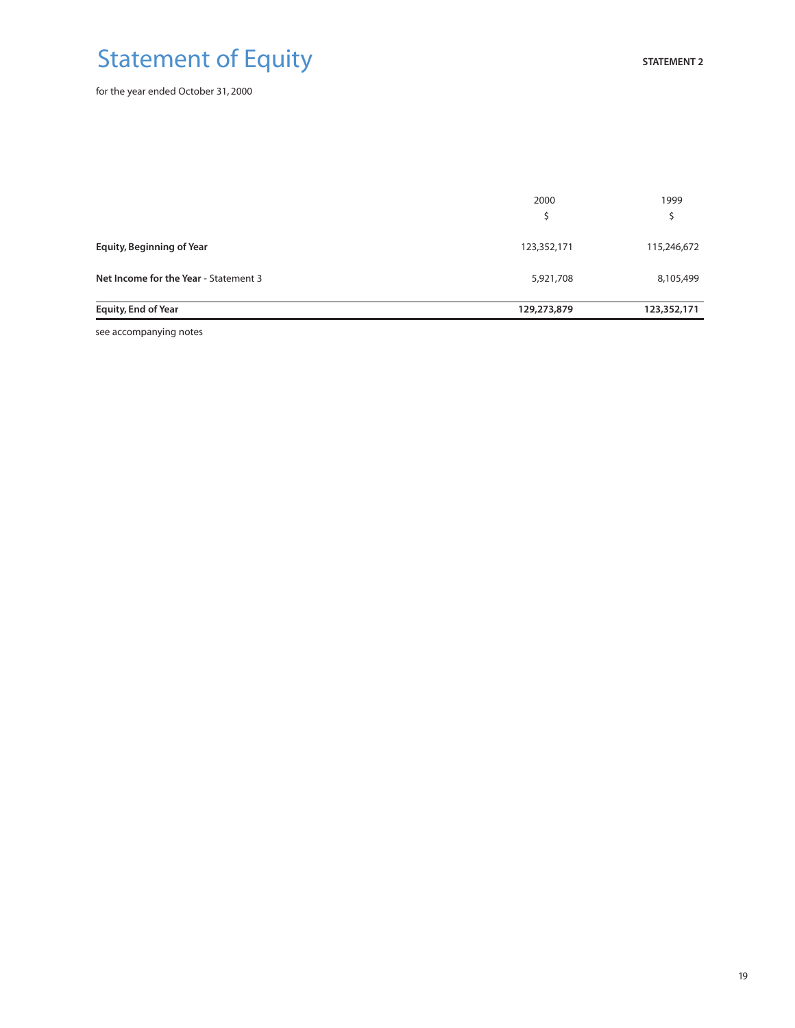# Statement of Equity

**STATEMENT 2**

for the year ended October 31, 2000

| | 2000<br>$ | 1999<br>$ |
|---|---|---|
| **Equity, Beginning of Year** | 123,352,171 | 115,246,672 |
| **Net Income for the Year** - Statement 3 | 5,921,708 | 8,105,499 |
| **Equity, End of Year** | **129,273,879** | **123,352,171** |

see accompanying notes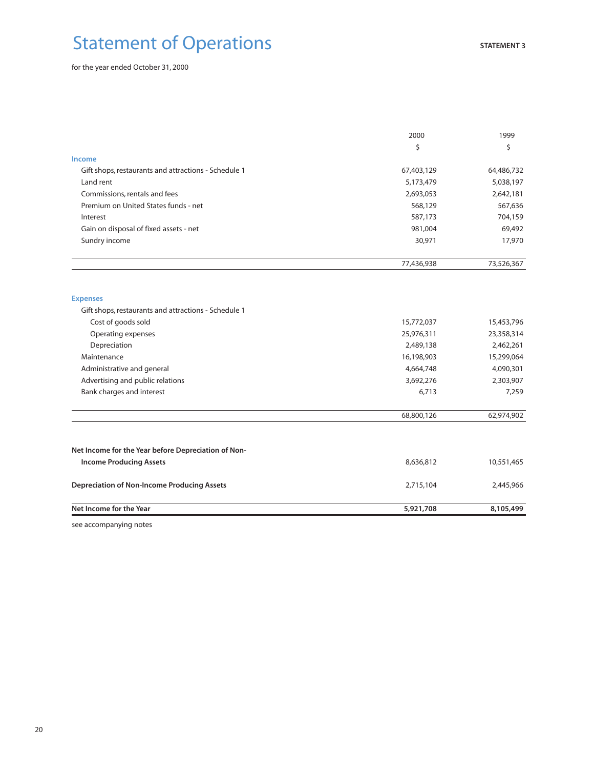# Statement of Operations

**STATEMENT 3**

for the year ended October 31, 2000

| | 2000 | 1999 |
|---|---|---|
| | $ | $ |
| **Income** | | |
| Gift shops, restaurants and attractions - Schedule 1 | 67,403,129 | 64,486,732 |
| Land rent | 5,173,479 | 5,038,197 |
| Commissions, rentals and fees | 2,693,053 | 2,642,181 |
| Premium on United States funds - net | 568,129 | 567,636 |
| Interest | 587,173 | 704,159 |
| Gain on disposal of fixed assets - net | 981,004 | 69,492 |
| Sundry income | 30,971 | 17,970 |
| | 77,436,938 | 73,526,367 |
| **Expenses** | | |
| Gift shops, restaurants and attractions - Schedule 1 | | |
| Cost of goods sold | 15,772,037 | 15,453,796 |
| Operating expenses | 25,976,311 | 23,358,314 |
| Depreciation | 2,489,138 | 2,462,261 |
| Maintenance | 16,198,903 | 15,299,064 |
| Administrative and general | 4,664,748 | 4,090,301 |
| Advertising and public relations | 3,692,276 | 2,303,907 |
| Bank charges and interest | 6,713 | 7,259 |
| | 68,800,126 | 62,974,902 |
| **Net Income for the Year before Depreciation of Non-Income Producing Assets** | 8,636,812 | 10,551,465 |
| **Depreciation of Non-Income Producing Assets** | 2,715,104 | 2,445,966 |
| **Net Income for the Year** | **5,921,708** | **8,105,499** |

see accompanying notes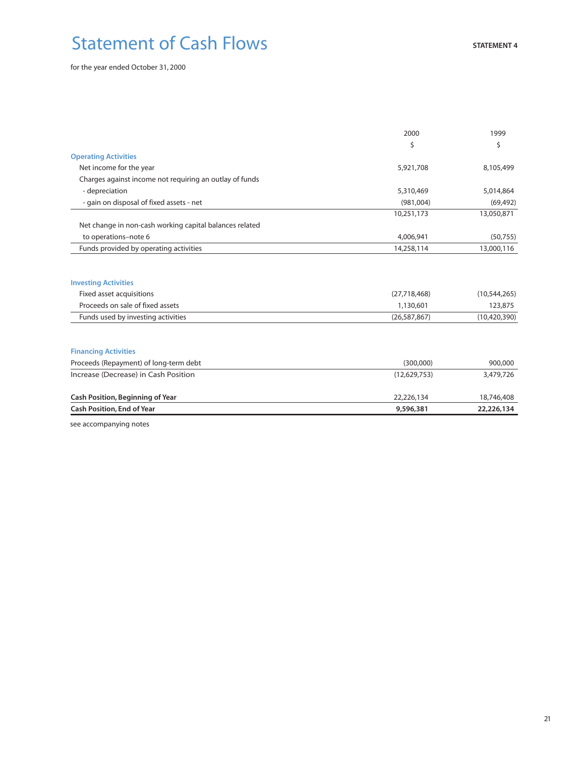# Statement of Cash Flows

**STATEMENT 4**

for the year ended October 31, 2000

| | 2000 | 1999 |
|---|---|---|
| | $ | $ |
| **Operating Activities** | | |
| Net income for the year | 5,921,708 | 8,105,499 |
| Charges against income not requiring an outlay of funds | | |
| - depreciation | 5,310,469 | 5,014,864 |
| - gain on disposal of fixed assets - net | (981,004) | (69,492) |
| | 10,251,173 | 13,050,871 |
| Net change in non-cash working capital balances related to operations–note 6 | 4,006,941 | (50,755) |
| Funds provided by operating activities | 14,258,114 | 13,000,116 |
| **Investing Activities** | | |
| Fixed asset acquisitions | (27,718,468) | (10,544,265) |
| Proceeds on sale of fixed assets | 1,130,601 | 123,875 |
| Funds used by investing activities | (26,587,867) | (10,420,390) |
| **Financing Activities** | | |
| Proceeds (Repayment) of long-term debt | (300,000) | 900,000 |
| Increase (Decrease) in Cash Position | (12,629,753) | 3,479,726 |
| **Cash Position, Beginning of Year** | 22,226,134 | 18,746,408 |
| **Cash Position, End of Year** | **9,596,381** | **22,226,134** |

see accompanying notes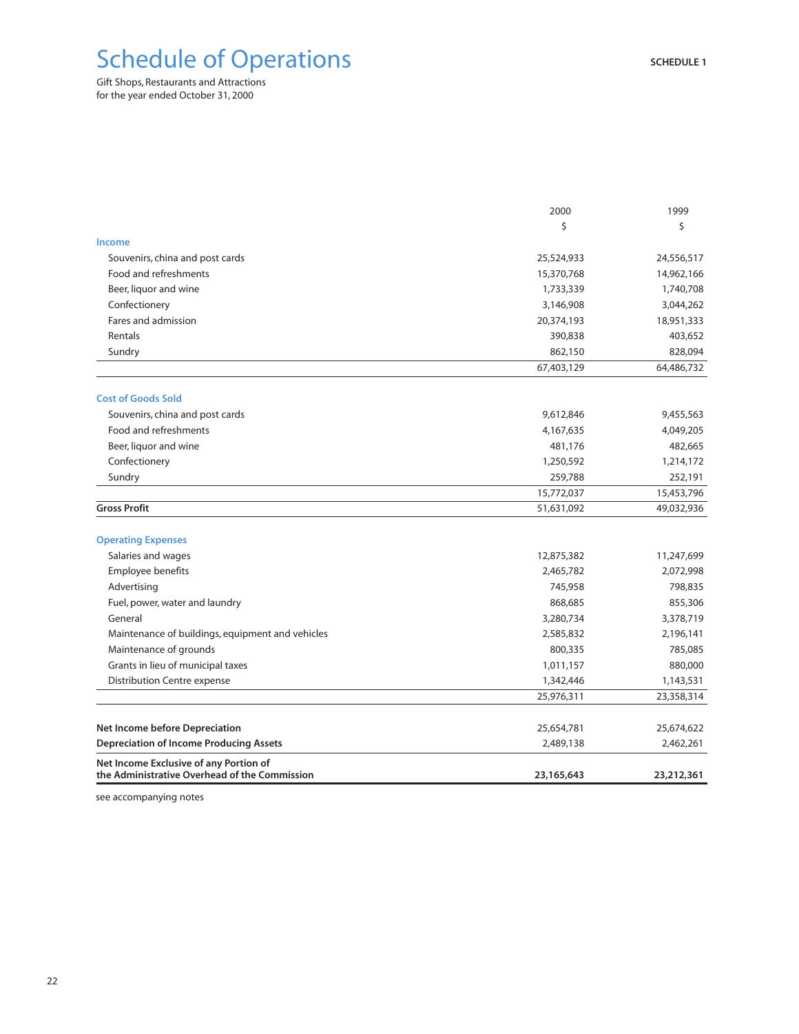# Schedule of Operations

**SCHEDULE 1**

Gift Shops, Restaurants and Attractions
for the year ended October 31, 2000

| | 2000 | 1999 |
|---|---|---|
| | $ | $ |
| **Income** | | |
| Souvenirs, china and post cards | 25,524,933 | 24,556,517 |
| Food and refreshments | 15,370,768 | 14,962,166 |
| Beer, liquor and wine | 1,733,339 | 1,740,708 |
| Confectionery | 3,146,908 | 3,044,262 |
| Fares and admission | 20,374,193 | 18,951,333 |
| Rentals | 390,838 | 403,652 |
| Sundry | 862,150 | 828,094 |
| | 67,403,129 | 64,486,732 |
| **Cost of Goods Sold** | | |
| Souvenirs, china and post cards | 9,612,846 | 9,455,563 |
| Food and refreshments | 4,167,635 | 4,049,205 |
| Beer, liquor and wine | 481,176 | 482,665 |
| Confectionery | 1,250,592 | 1,214,172 |
| Sundry | 259,788 | 252,191 |
| | 15,772,037 | 15,453,796 |
| **Gross Profit** | 51,631,092 | 49,032,936 |
| **Operating Expenses** | | |
| Salaries and wages | 12,875,382 | 11,247,699 |
| Employee benefits | 2,465,782 | 2,072,998 |
| Advertising | 745,958 | 798,835 |
| Fuel, power, water and laundry | 868,685 | 855,306 |
| General | 3,280,734 | 3,378,719 |
| Maintenance of buildings, equipment and vehicles | 2,585,832 | 2,196,141 |
| Maintenance of grounds | 800,335 | 785,085 |
| Grants in lieu of municipal taxes | 1,011,157 | 880,000 |
| Distribution Centre expense | 1,342,446 | 1,143,531 |
| | 25,976,311 | 23,358,314 |
| **Net Income before Depreciation** | 25,654,781 | 25,674,622 |
| **Depreciation of Income Producing Assets** | 2,489,138 | 2,462,261 |
| **Net Income Exclusive of any Portion of the Administrative Overhead of the Commission** | **23,165,643** | **23,212,361** |

see accompanying notes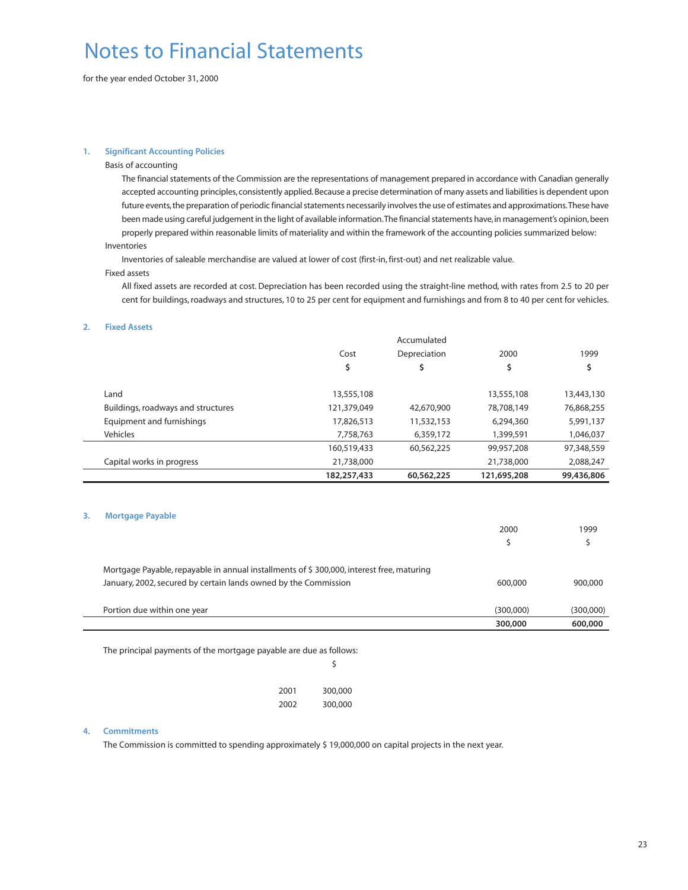# Notes to Financial Statements

for the year ended October 31, 2000

### 1. Significant Accounting Policies

Basis of accounting

The financial statements of the Commission are the representations of management prepared in accordance with Canadian generally accepted accounting principles, consistently applied. Because a precise determination of many assets and liabilities is dependent upon future events, the preparation of periodic financial statements necessarily involves the use of estimates and approximations. These have been made using careful judgement in the light of available information. The financial statements have, in management's opinion, been properly prepared within reasonable limits of materiality and within the framework of the accounting policies summarized below:

Inventories

Inventories of saleable merchandise are valued at lower of cost (first-in, first-out) and net realizable value.

Fixed assets

All fixed assets are recorded at cost. Depreciation has been recorded using the straight-line method, with rates from 2.5 to 20 per cent for buildings, roadways and structures, 10 to 25 per cent for equipment and furnishings and from 8 to 40 per cent for vehicles.

### 2. Fixed Assets

| | Cost | Accumulated Depreciation | 2000 | 1999 |
|---|---|---|---|---|
| | $ | $ | $ | $ |
| Land | 13,555,108 | | 13,555,108 | 13,443,130 |
| Buildings, roadways and structures | 121,379,049 | 42,670,900 | 78,708,149 | 76,868,255 |
| Equipment and furnishings | 17,826,513 | 11,532,153 | 6,294,360 | 5,991,137 |
| Vehicles | 7,758,763 | 6,359,172 | 1,399,591 | 1,046,037 |
| | 160,519,433 | 60,562,225 | 99,957,208 | 97,348,559 |
| Capital works in progress | 21,738,000 | | 21,738,000 | 2,088,247 |
| | **182,257,433** | **60,562,225** | **121,695,208** | **99,436,806** |

### 3. Mortgage Payable

| | 2000 | 1999 |
|---|---|---|
| | $ | $ |
| Mortgage Payable, repayable in annual installments of $ 300,000, interest free, maturing January, 2002, secured by certain lands owned by the Commission | 600,000 | 900,000 |
| Portion due within one year | (300,000) | (300,000) |
| | **300,000** | **600,000** |

The principal payments of the mortgage payable are due as follows:

| | $ |
|---|---|
| 2001 | 300,000 |
| 2002 | 300,000 |

### 4. Commitments

The Commission is committed to spending approximately $ 19,000,000 on capital projects in the next year.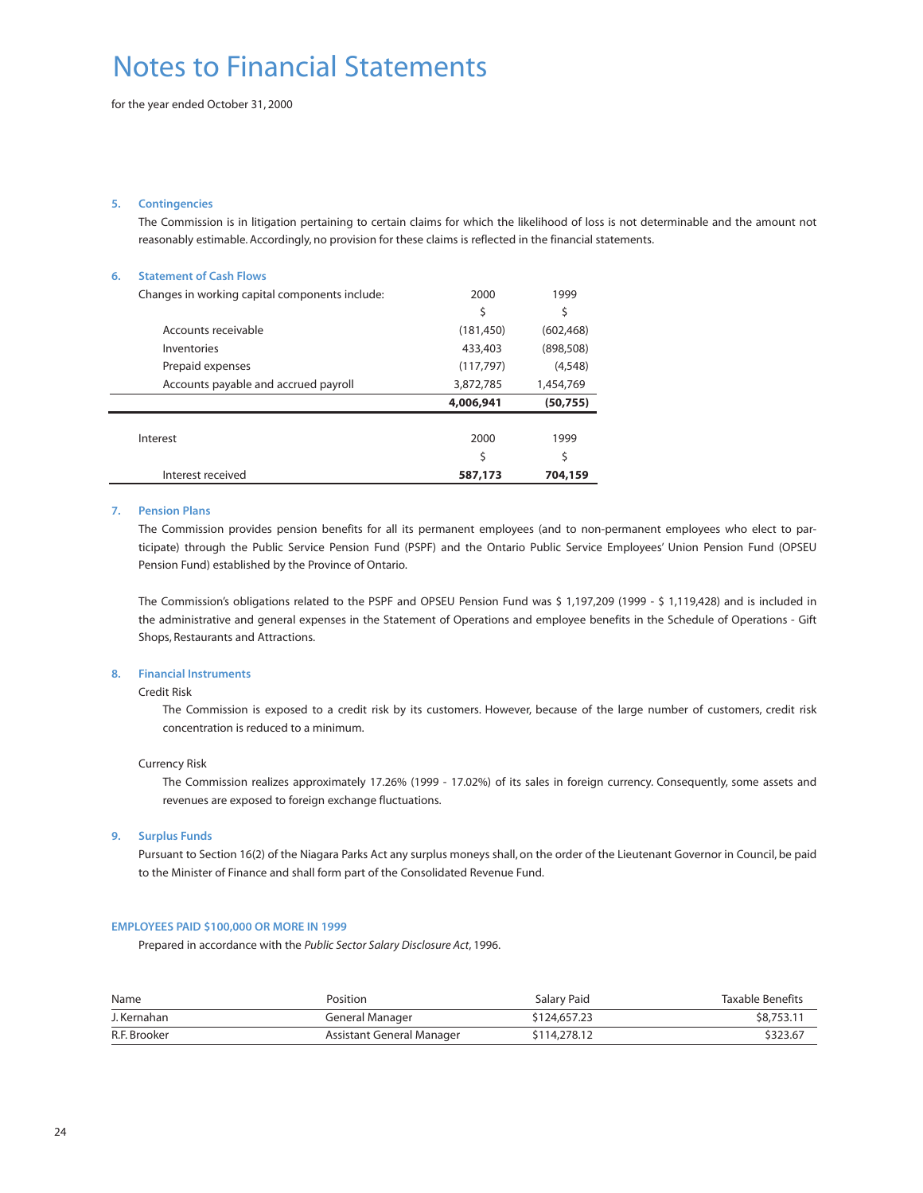# Notes to Financial Statements

for the year ended October 31, 2000

### 5. Contingencies

The Commission is in litigation pertaining to certain claims for which the likelihood of loss is not determinable and the amount not reasonably estimable. Accordingly, no provision for these claims is reflected in the financial statements.

### 6. Statement of Cash Flows

| Changes in working capital components include: | 2000 | 1999 |
|---|---|---|
| | $ | $ |
| Accounts receivable | (181,450) | (602,468) |
| Inventories | 433,403 | (898,508) |
| Prepaid expenses | (117,797) | (4,548) |
| Accounts payable and accrued payroll | 3,872,785 | 1,454,769 |
| | **4,006,941** | **(50,755)** |

| Interest | 2000 | 1999 |
|---|---|---|
| | $ | $ |
| Interest received | **587,173** | **704,159** |

### 7. Pension Plans

The Commission provides pension benefits for all its permanent employees (and to non-permanent employees who elect to participate) through the Public Service Pension Fund (PSPF) and the Ontario Public Service Employees' Union Pension Fund (OPSEU Pension Fund) established by the Province of Ontario.

The Commission's obligations related to the PSPF and OPSEU Pension Fund was $ 1,197,209 (1999 - $ 1,119,428) and is included in the administrative and general expenses in the Statement of Operations and employee benefits in the Schedule of Operations - Gift Shops, Restaurants and Attractions.

### 8. Financial Instruments

Credit Risk

The Commission is exposed to a credit risk by its customers. However, because of the large number of customers, credit risk concentration is reduced to a minimum.

Currency Risk

The Commission realizes approximately 17.26% (1999 - 17.02%) of its sales in foreign currency. Consequently, some assets and revenues are exposed to foreign exchange fluctuations.

### 9. Surplus Funds

Pursuant to Section 16(2) of the Niagara Parks Act any surplus moneys shall, on the order of the Lieutenant Governor in Council, be paid to the Minister of Finance and shall form part of the Consolidated Revenue Fund.

### EMPLOYEES PAID $100,000 OR MORE IN 1999

Prepared in accordance with the *Public Sector Salary Disclosure Act*, 1996.

| Name | Position | Salary Paid | Taxable Benefits |
|---|---|---|---|
| J. Kernahan | General Manager | $124,657.23 | $8,753.11 |
| R.F. Brooker | Assistant General Manager | $114,278.12 | $323.67 |